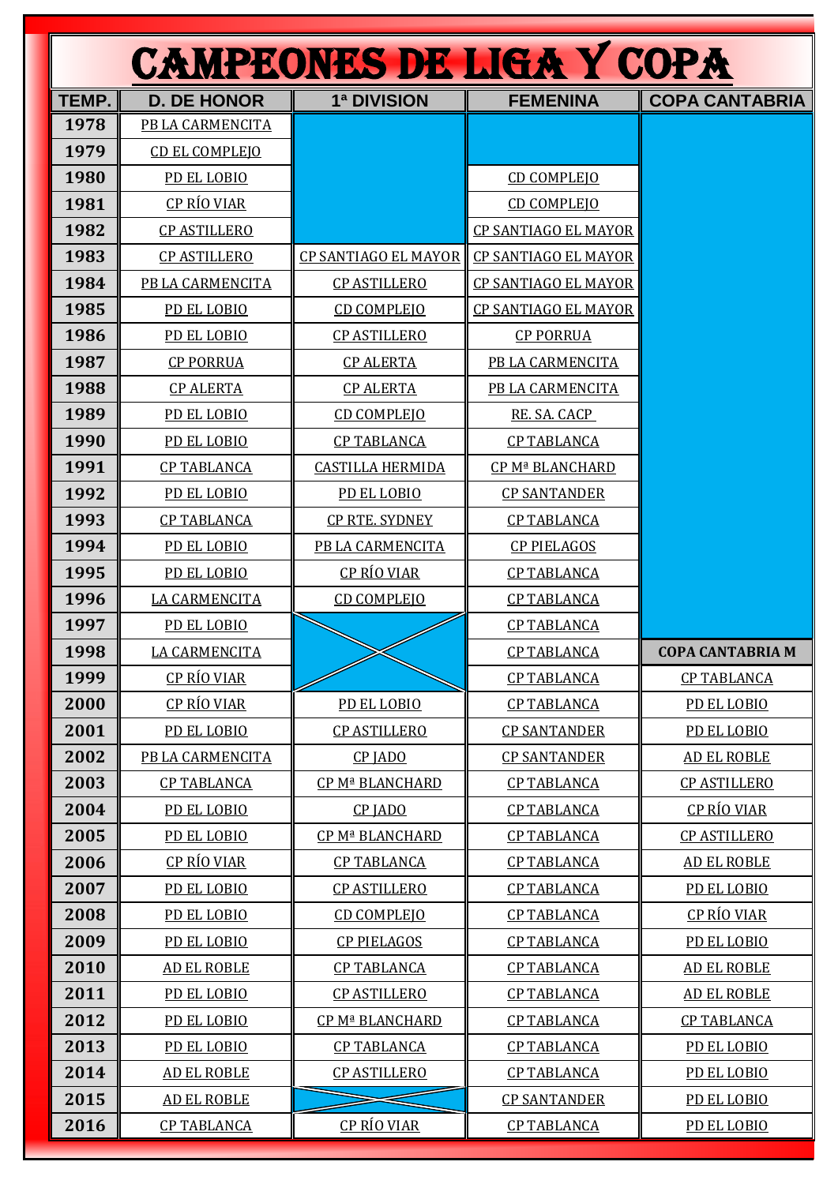# CAMPEONES DE LIGA Y COPA

| TEMP. | D. DE HONOR | 1ª DIVISION | FEMENINA | COPA CANTABRIA |
|---|---|---|---|---|
| 1978 | PB LA CARMENCITA | | | |
| 1979 | CD EL COMPLEJO | | | |
| 1980 | PD EL LOBIO | | CD COMPLEJO | |
| 1981 | CP RÍO VIAR | | CD COMPLEJO | |
| 1982 | CP ASTILLERO | | CP SANTIAGO EL MAYOR | |
| 1983 | CP ASTILLERO | CP SANTIAGO EL MAYOR | CP SANTIAGO EL MAYOR | |
| 1984 | PB LA CARMENCITA | CP ASTILLERO | CP SANTIAGO EL MAYOR | |
| 1985 | PD EL LOBIO | CD COMPLEJO | CP SANTIAGO EL MAYOR | |
| 1986 | PD EL LOBIO | CP ASTILLERO | CP PORRUA | |
| 1987 | CP PORRUA | CP ALERTA | PB LA CARMENCITA | |
| 1988 | CP ALERTA | CP ALERTA | PB LA CARMENCITA | |
| 1989 | PD EL LOBIO | CD COMPLEJO | RE. SA. CACP | |
| 1990 | PD EL LOBIO | CP TABLANCA | CP TABLANCA | |
| 1991 | CP TABLANCA | CASTILLA HERMIDA | CP Mª BLANCHARD | |
| 1992 | PD EL LOBIO | PD EL LOBIO | CP SANTANDER | |
| 1993 | CP TABLANCA | CP RTE. SYDNEY | CP TABLANCA | |
| 1994 | PD EL LOBIO | PB LA CARMENCITA | CP PIELAGOS | |
| 1995 | PD EL LOBIO | CP RÍO VIAR | CP TABLANCA | |
| 1996 | LA CARMENCITA | CD COMPLEJO | CP TABLANCA | |
| 1997 | PD EL LOBIO | | CP TABLANCA | |
| 1998 | LA CARMENCITA | | CP TABLANCA | **COPA CANTABRIA M** |
| 1999 | CP RÍO VIAR | | CP TABLANCA | CP TABLANCA |
| 2000 | CP RÍO VIAR | PD EL LOBIO | CP TABLANCA | PD EL LOBIO |
| 2001 | PD EL LOBIO | CP ASTILLERO | CP SANTANDER | PD EL LOBIO |
| 2002 | PB LA CARMENCITA | CP JADO | CP SANTANDER | AD EL ROBLE |
| 2003 | CP TABLANCA | CP Mª BLANCHARD | CP TABLANCA | CP ASTILLERO |
| 2004 | PD EL LOBIO | CP JADO | CP TABLANCA | CP RÍO VIAR |
| 2005 | PD EL LOBIO | CP Mª BLANCHARD | CP TABLANCA | CP ASTILLERO |
| 2006 | CP RÍO VIAR | CP TABLANCA | CP TABLANCA | AD EL ROBLE |
| 2007 | PD EL LOBIO | CP ASTILLERO | CP TABLANCA | PD EL LOBIO |
| 2008 | PD EL LOBIO | CD COMPLEJO | CP TABLANCA | CP RÍO VIAR |
| 2009 | PD EL LOBIO | CP PIELAGOS | CP TABLANCA | PD EL LOBIO |
| 2010 | AD EL ROBLE | CP TABLANCA | CP TABLANCA | AD EL ROBLE |
| 2011 | PD EL LOBIO | CP ASTILLERO | CP TABLANCA | AD EL ROBLE |
| 2012 | PD EL LOBIO | CP Mª BLANCHARD | CP TABLANCA | CP TABLANCA |
| 2013 | PD EL LOBIO | CP TABLANCA | CP TABLANCA | PD EL LOBIO |
| 2014 | AD EL ROBLE | CP ASTILLERO | CP TABLANCA | PD EL LOBIO |
| 2015 | AD EL ROBLE | | CP SANTANDER | PD EL LOBIO |
| 2016 | CP TABLANCA | CP RÍO VIAR | CP TABLANCA | PD EL LOBIO |